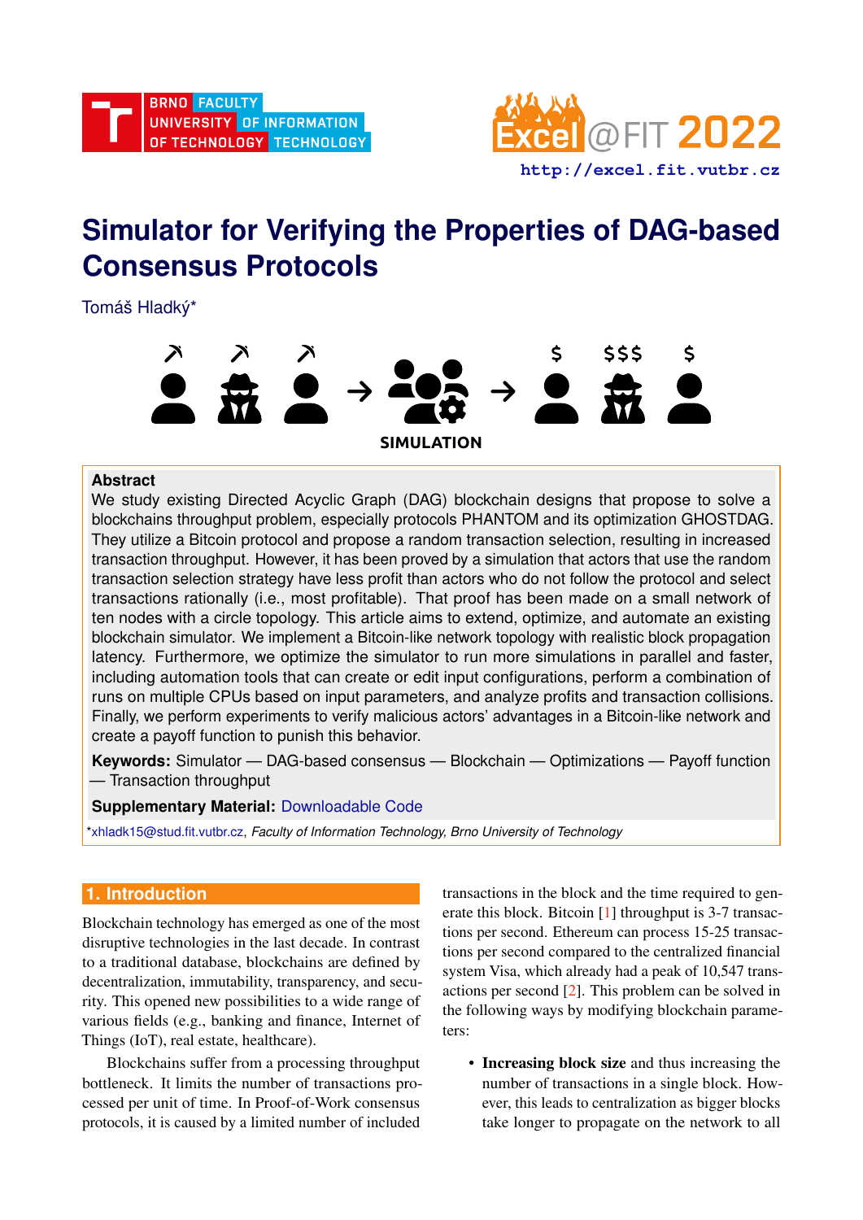# Simulator for Verifying the Properties of DAG-based Consensus Protocols

Tomáš Hladký*

SIMULATION

**Abstract**

We study existing Directed Acyclic Graph (DAG) blockchain designs that propose to solve a blockchains throughput problem, especially protocols PHANTOM and its optimization GHOSTDAG. They utilize a Bitcoin protocol and propose a random transaction selection, resulting in increased transaction throughput. However, it has been proved by a simulation that actors that use the random transaction selection strategy have less profit than actors who do not follow the protocol and select transactions rationally (i.e., most profitable). That proof has been made on a small network of ten nodes with a circle topology. This article aims to extend, optimize, and automate an existing blockchain simulator. We implement a Bitcoin-like network topology with realistic block propagation latency. Furthermore, we optimize the simulator to run more simulations in parallel and faster, including automation tools that can create or edit input configurations, perform a combination of runs on multiple CPUs based on input parameters, and analyze profits and transaction collisions. Finally, we perform experiments to verify malicious actors' advantages in a Bitcoin-like network and create a payoff function to punish this behavior.

**Keywords:** Simulator — DAG-based consensus — Blockchain — Optimizations — Payoff function — Transaction throughput

**Supplementary Material:** Downloadable Code

*xhladk15@stud.fit.vutbr.cz, *Faculty of Information Technology, Brno University of Technology*

## 1. Introduction

Blockchain technology has emerged as one of the most disruptive technologies in the last decade. In contrast to a traditional database, blockchains are defined by decentralization, immutability, transparency, and security. This opened new possibilities to a wide range of various fields (e.g., banking and finance, Internet of Things (IoT), real estate, healthcare).

Blockchains suffer from a processing throughput bottleneck. It limits the number of transactions processed per unit of time. In Proof-of-Work consensus protocols, it is caused by a limited number of included transactions in the block and the time required to generate this block. Bitcoin [1] throughput is 3-7 transactions per second. Ethereum can process 15-25 transactions per second compared to the centralized financial system Visa, which already had a peak of 10,547 transactions per second [2]. This problem can be solved in the following ways by modifying blockchain parameters:

- **Increasing block size** and thus increasing the number of transactions in a single block. However, this leads to centralization as bigger blocks take longer to propagate on the network to all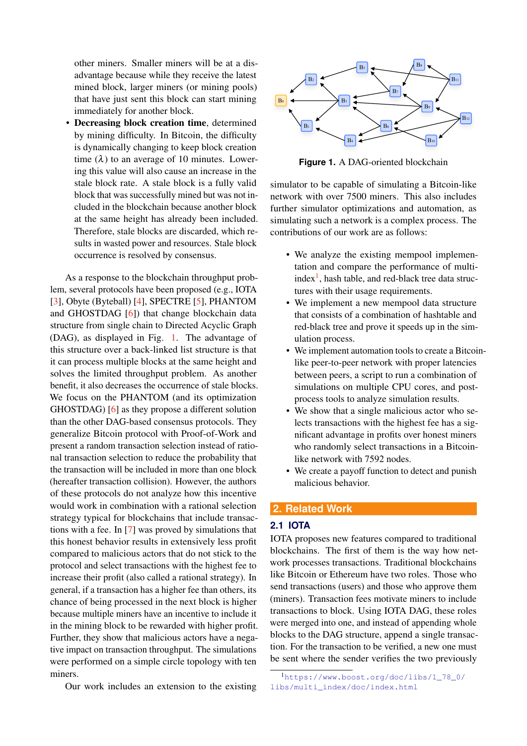other miners. Smaller miners will be at a disadvantage because while they receive the latest mined block, larger miners (or mining pools) that have just sent this block can start mining immediately for another block.

- **Decreasing block creation time**, determined by mining difficulty. In Bitcoin, the difficulty is dynamically changing to keep block creation time ($\lambda$) to an average of 10 minutes. Lowering this value will also cause an increase in the stale block rate. A stale block is a fully valid block that was successfully mined but was not included in the blockchain because another block at the same height has already been included. Therefore, stale blocks are discarded, which results in wasted power and resources. Stale block occurrence is resolved by consensus.

As a response to the blockchain throughput problem, several protocols have been proposed (e.g., IOTA [3], Obyte (Byteball) [4], SPECTRE [5], PHANTOM and GHOSTDAG [6]) that change blockchain data structure from single chain to Directed Acyclic Graph (DAG), as displayed in Fig. 1. The advantage of this structure over a back-linked list structure is that it can process multiple blocks at the same height and solves the limited throughput problem. As another benefit, it also decreases the occurrence of stale blocks. We focus on the PHANTOM (and its optimization GHOSTDAG) [6] as they propose a different solution than the other DAG-based consensus protocols. They generalize Bitcoin protocol with Proof-of-Work and present a random transaction selection instead of rational transaction selection to reduce the probability that the transaction will be included in more than one block (hereafter transaction collision). However, the authors of these protocols do not analyze how this incentive would work in combination with a rational selection strategy typical for blockchains that include transactions with a fee. In [7] was proved by simulations that this honest behavior results in extensively less profit compared to malicious actors that do not stick to the protocol and select transactions with the highest fee to increase their profit (also called a rational strategy). In general, if a transaction has a higher fee than others, its chance of being processed in the next block is higher because multiple miners have an incentive to include it in the mining block to be rewarded with higher profit. Further, they show that malicious actors have a negative impact on transaction throughput. The simulations were performed on a simple circle topology with ten miners.

Our work includes an extension to the existing simulator to be capable of simulating a Bitcoin-like network with over 7500 miners. This also includes further simulator optimizations and automation, as simulating such a network is a complex process. The contributions of our work are as follows:

**Figure 1.** A DAG-oriented blockchain

- We analyze the existing mempool implementation and compare the performance of multi-index[1], hash table, and red-black tree data structures with their usage requirements.
- We implement a new mempool data structure that consists of a combination of hashtable and red-black tree and prove it speeds up in the simulation process.
- We implement automation tools to create a Bitcoin-like peer-to-peer network with proper latencies between peers, a script to run a combination of simulations on multiple CPU cores, and post-process tools to analyze simulation results.
- We show that a single malicious actor who selects transactions with the highest fee has a significant advantage in profits over honest miners who randomly select transactions in a Bitcoin-like network with 7592 nodes.
- We create a payoff function to detect and punish malicious behavior.

## 2. Related Work

### 2.1 IOTA

IOTA proposes new features compared to traditional blockchains. The first of them is the way how network processes transactions. Traditional blockchains like Bitcoin or Ethereum have two roles. Those who send transactions (users) and those who approve them (miners). Transaction fees motivate miners to include transactions to block. Using IOTA DAG, these roles were merged into one, and instead of appending whole blocks to the DAG structure, append a single transaction. For the transaction to be verified, a new one must be sent where the sender verifies the two previously

[1] https://www.boost.org/doc/libs/1_78_0/libs/multi_index/doc/index.html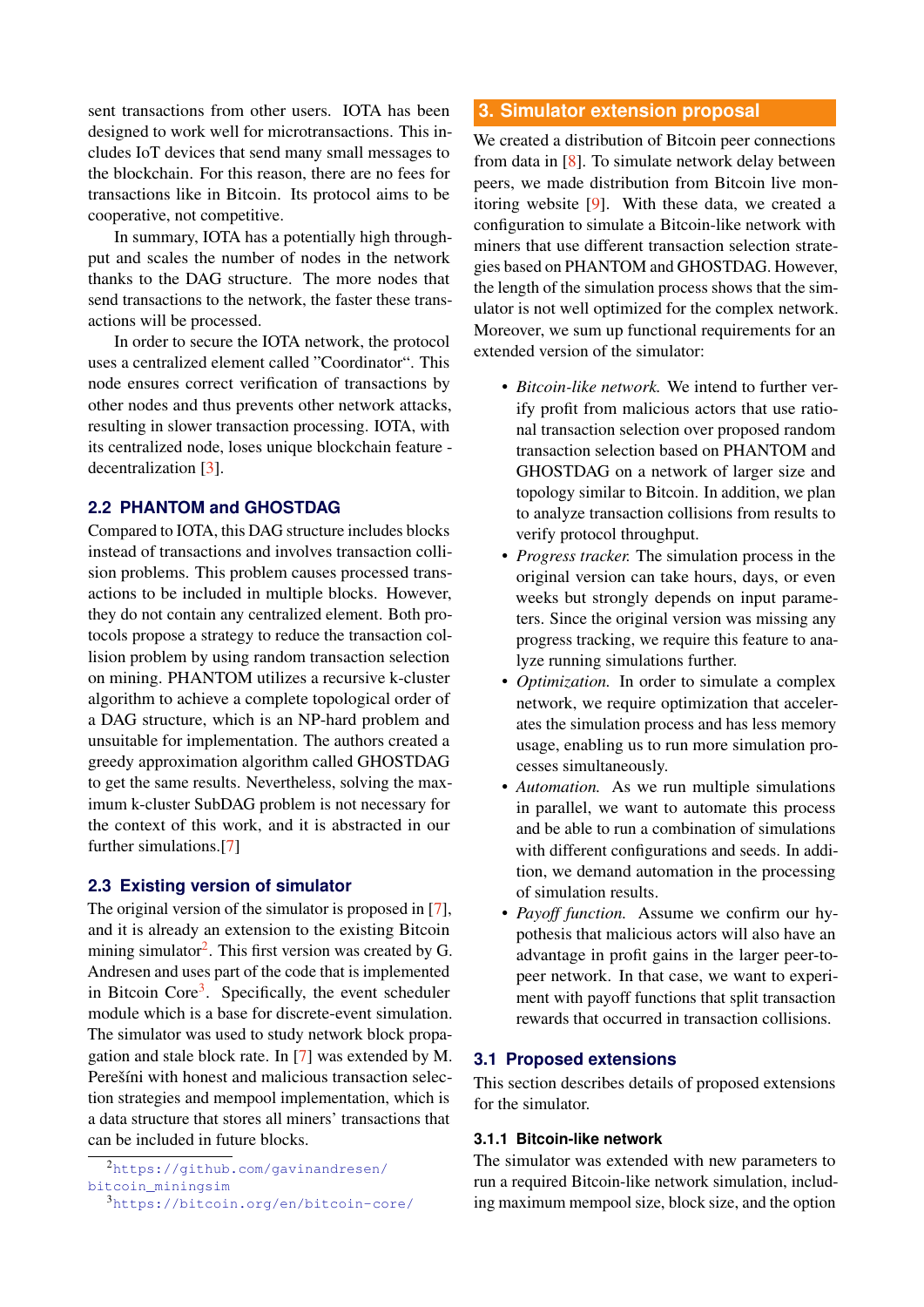sent transactions from other users. IOTA has been designed to work well for microtransactions. This includes IoT devices that send many small messages to the blockchain. For this reason, there are no fees for transactions like in Bitcoin. Its protocol aims to be cooperative, not competitive.

In summary, IOTA has a potentially high throughput and scales the number of nodes in the network thanks to the DAG structure. The more nodes that send transactions to the network, the faster these transactions will be processed.

In order to secure the IOTA network, the protocol uses a centralized element called "Coordinator". This node ensures correct verification of transactions by other nodes and thus prevents other network attacks, resulting in slower transaction processing. IOTA, with its centralized node, loses unique blockchain feature - decentralization [3].

### 2.2 PHANTOM and GHOSTDAG

Compared to IOTA, this DAG structure includes blocks instead of transactions and involves transaction collision problems. This problem causes processed transactions to be included in multiple blocks. However, they do not contain any centralized element. Both protocols propose a strategy to reduce the transaction collision problem by using random transaction selection on mining. PHANTOM utilizes a recursive k-cluster algorithm to achieve a complete topological order of a DAG structure, which is an NP-hard problem and unsuitable for implementation. The authors created a greedy approximation algorithm called GHOSTDAG to get the same results. Nevertheless, solving the maximum k-cluster SubDAG problem is not necessary for the context of this work, and it is abstracted in our further simulations.[7]

### 2.3 Existing version of simulator

The original version of the simulator is proposed in [7], and it is already an extension to the existing Bitcoin mining simulator[2]. This first version was created by G. Andresen and uses part of the code that is implemented in Bitcoin Core[3]. Specifically, the event scheduler module which is a base for discrete-event simulation. The simulator was used to study network block propagation and stale block rate. In [7] was extended by M. Perešíni with honest and malicious transaction selection strategies and mempool implementation, which is a data structure that stores all miners' transactions that can be included in future blocks.

[2] https://github.com/gavinandresen/bitcoin_miningsim

[3] https://bitcoin.org/en/bitcoin-core/

## 3. Simulator extension proposal

We created a distribution of Bitcoin peer connections from data in [8]. To simulate network delay between peers, we made distribution from Bitcoin live monitoring website [9]. With these data, we created a configuration to simulate a Bitcoin-like network with miners that use different transaction selection strategies based on PHANTOM and GHOSTDAG. However, the length of the simulation process shows that the simulator is not well optimized for the complex network. Moreover, we sum up functional requirements for an extended version of the simulator:

- *Bitcoin-like network.* We intend to further verify profit from malicious actors that use rational transaction selection over proposed random transaction selection based on PHANTOM and GHOSTDAG on a network of larger size and topology similar to Bitcoin. In addition, we plan to analyze transaction collisions from results to verify protocol throughput.
- *Progress tracker.* The simulation process in the original version can take hours, days, or even weeks but strongly depends on input parameters. Since the original version was missing any progress tracking, we require this feature to analyze running simulations further.
- *Optimization.* In order to simulate a complex network, we require optimization that accelerates the simulation process and has less memory usage, enabling us to run more simulation processes simultaneously.
- *Automation.* As we run multiple simulations in parallel, we want to automate this process and be able to run a combination of simulations with different configurations and seeds. In addition, we demand automation in the processing of simulation results.
- *Payoff function.* Assume we confirm our hypothesis that malicious actors will also have an advantage in profit gains in the larger peer-to-peer network. In that case, we want to experiment with payoff functions that split transaction rewards that occurred in transaction collisions.

### 3.1 Proposed extensions

This section describes details of proposed extensions for the simulator.

#### 3.1.1 Bitcoin-like network

The simulator was extended with new parameters to run a required Bitcoin-like network simulation, including maximum mempool size, block size, and the option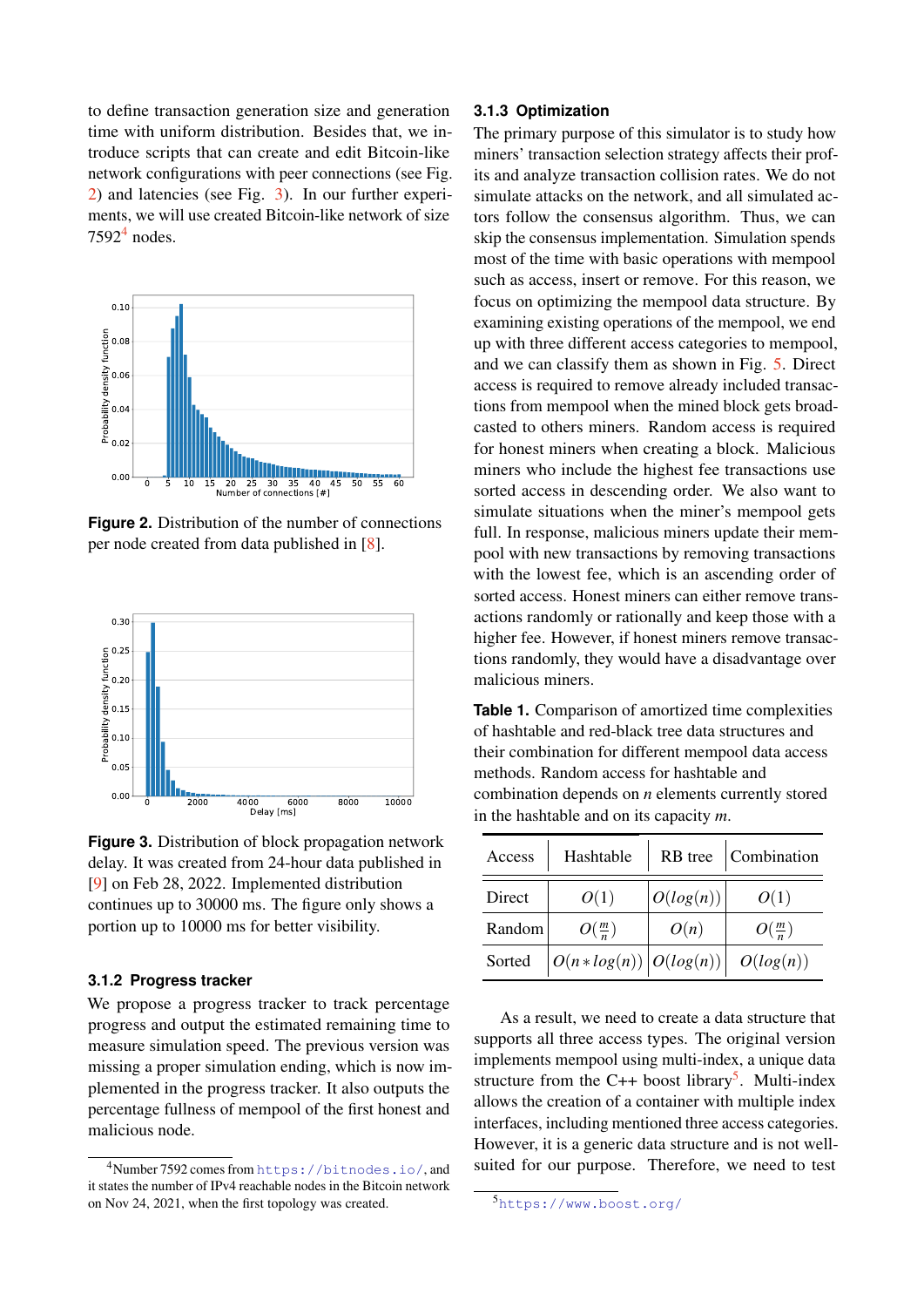to define transaction generation size and generation time with uniform distribution. Besides that, we introduce scripts that can create and edit Bitcoin-like network configurations with peer connections (see Fig. 2) and latencies (see Fig. 3). In our further experiments, we will use created Bitcoin-like network of size 7592[4] nodes.

**Figure 2.** Distribution of the number of connections per node created from data published in [8].

**Figure 3.** Distribution of block propagation network delay. It was created from 24-hour data published in [9] on Feb 28, 2022. Implemented distribution continues up to 30000 ms. The figure only shows a portion up to 10000 ms for better visibility.

### 3.1.2 Progress tracker

We propose a progress tracker to track percentage progress and output the estimated remaining time to measure simulation speed. The previous version was missing a proper simulation ending, which is now implemented in the progress tracker. It also outputs the percentage fullness of mempool of the first honest and malicious node.

[4] Number 7592 comes from https://bitnodes.io/, and it states the number of IPv4 reachable nodes in the Bitcoin network on Nov 24, 2021, when the first topology was created.

### 3.1.3 Optimization

The primary purpose of this simulator is to study how miners' transaction selection strategy affects their profits and analyze transaction collision rates. We do not simulate attacks on the network, and all simulated actors follow the consensus algorithm. Thus, we can skip the consensus implementation. Simulation spends most of the time with basic operations with mempool such as access, insert or remove. For this reason, we focus on optimizing the mempool data structure. By examining existing operations of the mempool, we end up with three different access categories to mempool, and we can classify them as shown in Fig. 5. Direct access is required to remove already included transactions from mempool when the mined block gets broadcasted to others miners. Random access is required for honest miners when creating a block. Malicious miners who include the highest fee transactions use sorted access in descending order. We also want to simulate situations when the miner's mempool gets full. In response, malicious miners update their mempool with new transactions by removing transactions with the lowest fee, which is an ascending order of sorted access. Honest miners can either remove transactions randomly or rationally and keep those with a higher fee. However, if honest miners remove transactions randomly, they would have a disadvantage over malicious miners.

**Table 1.** Comparison of amortized time complexities of hashtable and red-black tree data structures and their combination for different mempool data access methods. Random access for hashtable and combination depends on $n$ elements currently stored in the hashtable and on its capacity $m$.

| Access | Hashtable | RB tree | Combination |
|---|---|---|---|
| Direct | $O(1)$ | $O(log(n))$ | $O(1)$ |
| Random | $O(\frac{m}{n})$ | $O(n)$ | $O(\frac{m}{n})$ |
| Sorted | $O(n * log(n))$ | $O(log(n))$ | $O(log(n))$ |

As a result, we need to create a data structure that supports all three access types. The original version implements mempool using multi-index, a unique data structure from the C++ boost library[5]. Multi-index allows the creation of a container with multiple index interfaces, including mentioned three access categories. However, it is a generic data structure and is not well-suited for our purpose. Therefore, we need to test

[5] https://www.boost.org/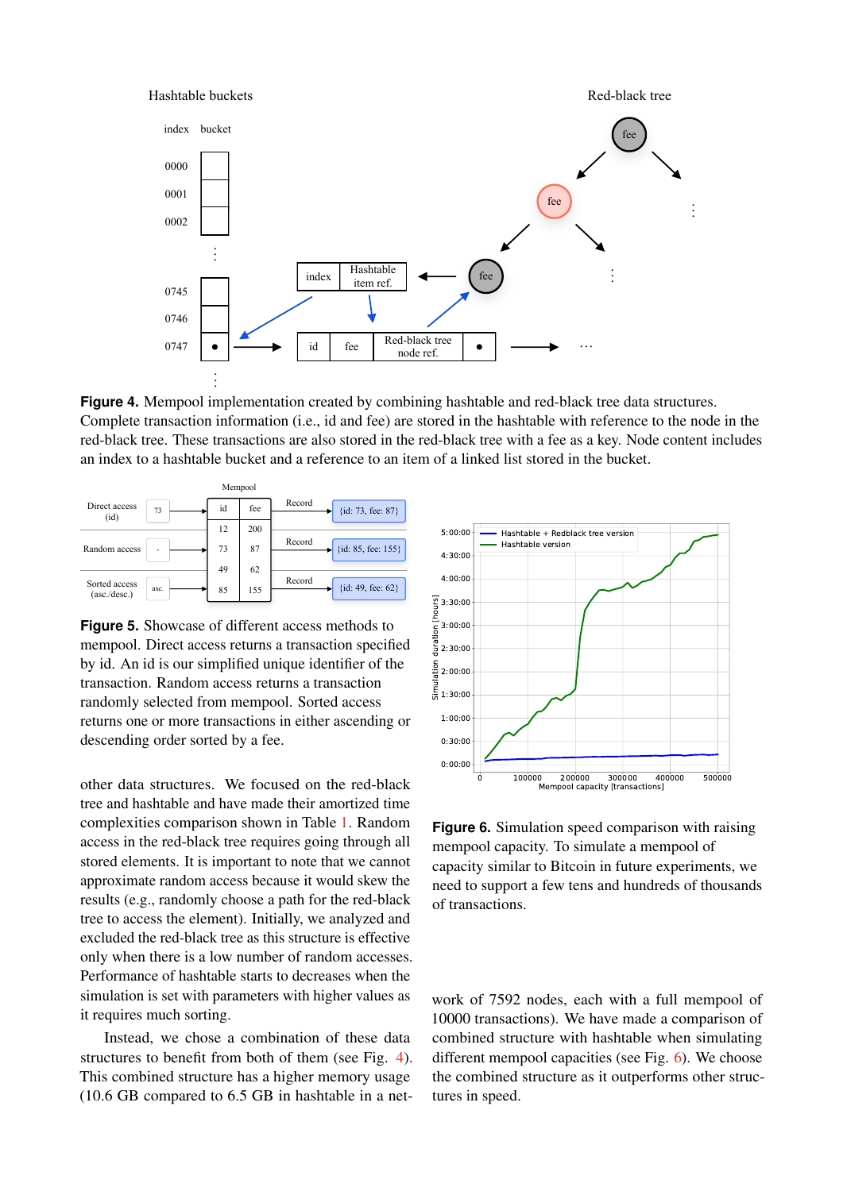**Figure 4.** Mempool implementation created by combining hashtable and red-black tree data structures. Complete transaction information (i.e., id and fee) are stored in the hashtable with reference to the node in the red-black tree. These transactions are also stored in the red-black tree with a fee as a key. Node content includes an index to a hashtable bucket and a reference to an item of a linked list stored in the bucket.

**Figure 5.** Showcase of different access methods to mempool. Direct access returns a transaction specified by id. An id is our simplified unique identifier of the transaction. Random access returns a transaction randomly selected from mempool. Sorted access returns one or more transactions in either ascending or descending order sorted by a fee.

other data structures. We focused on the red-black tree and hashtable and have made their amortized time complexities comparison shown in Table 1. Random access in the red-black tree requires going through all stored elements. It is important to note that we cannot approximate random access because it would skew the results (e.g., randomly choose a path for the red-black tree to access the element). Initially, we analyzed and excluded the red-black tree as this structure is effective only when there is a low number of random accesses. Performance of hashtable starts to decreases when the simulation is set with parameters with higher values as it requires much sorting.

Instead, we chose a combination of these data structures to benefit from both of them (see Fig. 4). This combined structure has a higher memory usage (10.6 GB compared to 6.5 GB in hashtable in a network of 7592 nodes, each with a full mempool of 10000 transactions). We have made a comparison of combined structure with hashtable when simulating different mempool capacities (see Fig. 6). We choose the combined structure as it outperforms other structures in speed.

**Figure 6.** Simulation speed comparison with raising mempool capacity. To simulate a mempool of capacity similar to Bitcoin in future experiments, we need to support a few tens and hundreds of thousands of transactions.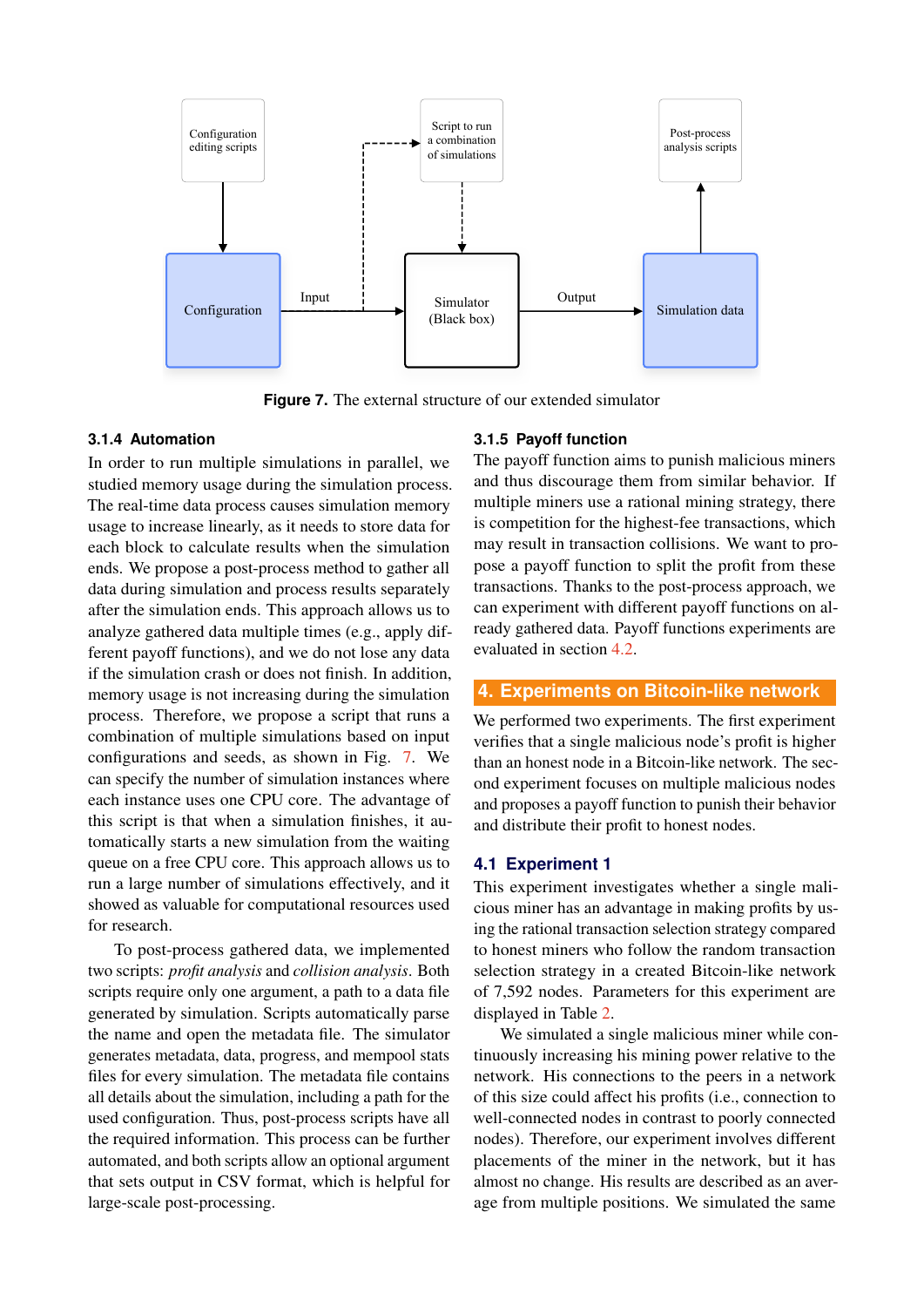Figure 7. The external structure of our extended simulator

#### 3.1.4 Automation

In order to run multiple simulations in parallel, we studied memory usage during the simulation process. The real-time data process causes simulation memory usage to increase linearly, as it needs to store data for each block to calculate results when the simulation ends. We propose a post-process method to gather all data during simulation and process results separately after the simulation ends. This approach allows us to analyze gathered data multiple times (e.g., apply different payoff functions), and we do not lose any data if the simulation crash or does not finish. In addition, memory usage is not increasing during the simulation process. Therefore, we propose a script that runs a combination of multiple simulations based on input configurations and seeds, as shown in Fig. 7. We can specify the number of simulation instances where each instance uses one CPU core. The advantage of this script is that when a simulation finishes, it automatically starts a new simulation from the waiting queue on a free CPU core. This approach allows us to run a large number of simulations effectively, and it showed as valuable for computational resources used for research.

To post-process gathered data, we implemented two scripts: *profit analysis* and *collision analysis*. Both scripts require only one argument, a path to a data file generated by simulation. Scripts automatically parse the name and open the metadata file. The simulator generates metadata, data, progress, and mempool stats files for every simulation. The metadata file contains all details about the simulation, including a path for the used configuration. Thus, post-process scripts have all the required information. This process can be further automated, and both scripts allow an optional argument that sets output in CSV format, which is helpful for large-scale post-processing.

#### 3.1.5 Payoff function

The payoff function aims to punish malicious miners and thus discourage them from similar behavior. If multiple miners use a rational mining strategy, there is competition for the highest-fee transactions, which may result in transaction collisions. We want to propose a payoff function to split the profit from these transactions. Thanks to the post-process approach, we can experiment with different payoff functions on already gathered data. Payoff functions experiments are evaluated in section 4.2.

## 4. Experiments on Bitcoin-like network

We performed two experiments. The first experiment verifies that a single malicious node's profit is higher than an honest node in a Bitcoin-like network. The second experiment focuses on multiple malicious nodes and proposes a payoff function to punish their behavior and distribute their profit to honest nodes.

### 4.1 Experiment 1

This experiment investigates whether a single malicious miner has an advantage in making profits by using the rational transaction selection strategy compared to honest miners who follow the random transaction selection strategy in a created Bitcoin-like network of 7,592 nodes. Parameters for this experiment are displayed in Table 2.

We simulated a single malicious miner while continuously increasing his mining power relative to the network. His connections to the peers in a network of this size could affect his profits (i.e., connection to well-connected nodes in contrast to poorly connected nodes). Therefore, our experiment involves different placements of the miner in the network, but it has almost no change. His results are described as an average from multiple positions. We simulated the same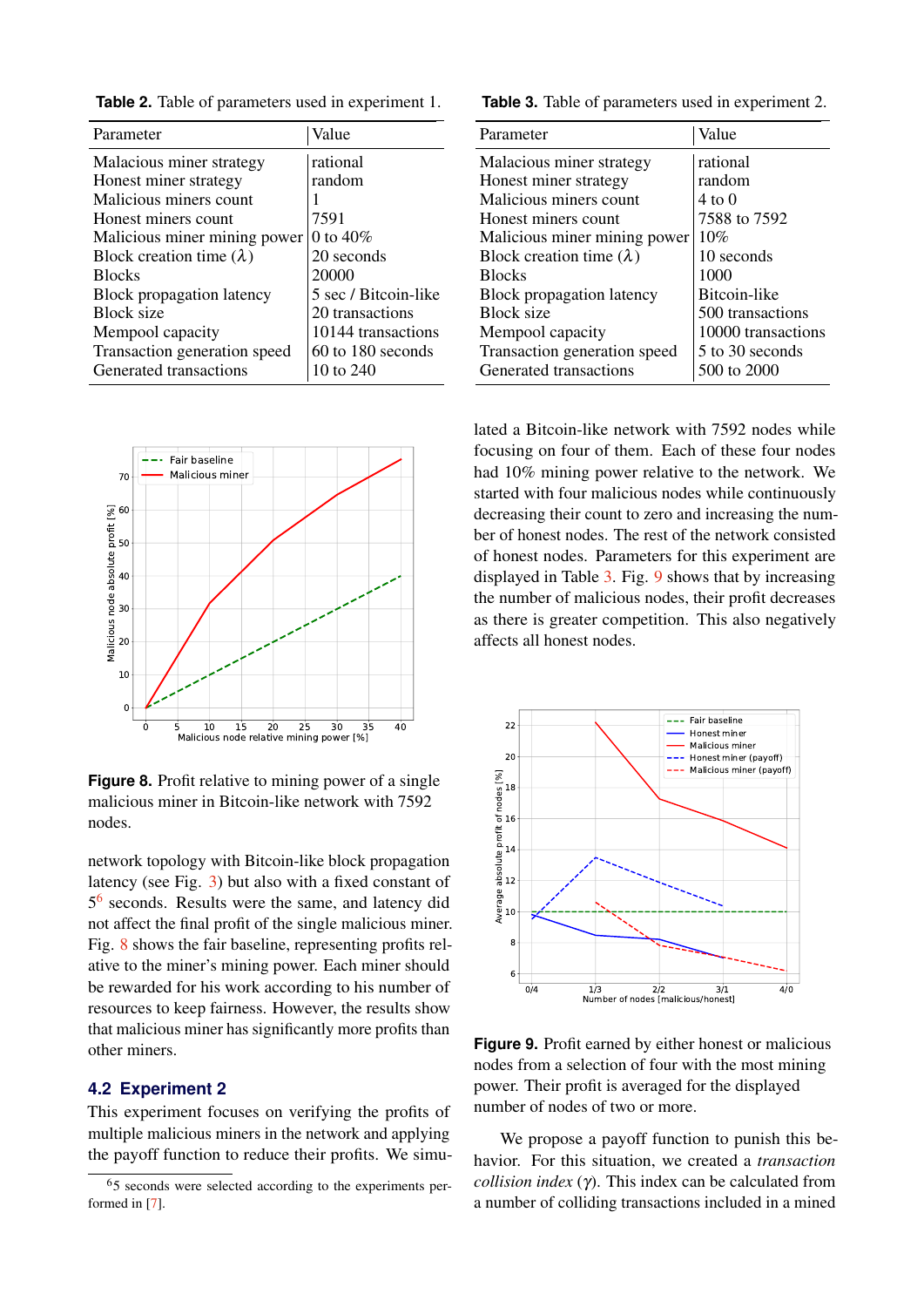**Table 2.** Table of parameters used in experiment 1.

| Parameter | Value |
|---|---|
| Malacious miner strategy | rational |
| Honest miner strategy | random |
| Malicious miners count | 1 |
| Honest miners count | 7591 |
| Malicious miner mining power | 0 to 40% |
| Block creation time ($\lambda$) | 20 seconds |
| Blocks | 20000 |
| Block propagation latency | 5 sec / Bitcoin-like |
| Block size | 20 transactions |
| Mempool capacity | 10144 transactions |
| Transaction generation speed | 60 to 180 seconds |
| Generated transactions | 10 to 240 |

**Table 3.** Table of parameters used in experiment 2.

| Parameter | Value |
|---|---|
| Malacious miner strategy | rational |
| Honest miner strategy | random |
| Malicious miners count | 4 to 0 |
| Honest miners count | 7588 to 7592 |
| Malicious miner mining power | 10% |
| Block creation time ($\lambda$) | 10 seconds |
| Blocks | 1000 |
| Block propagation latency | Bitcoin-like |
| Block size | 500 transactions |
| Mempool capacity | 10000 transactions |
| Transaction generation speed | 5 to 30 seconds |
| Generated transactions | 500 to 2000 |

**Figure 8.** Profit relative to mining power of a single malicious miner in Bitcoin-like network with 7592 nodes.

network topology with Bitcoin-like block propagation latency (see Fig. 3) but also with a fixed constant of 5[6] seconds. Results were the same, and latency did not affect the final profit of the single malicious miner. Fig. 8 shows the fair baseline, representing profits relative to the miner's mining power. Each miner should be rewarded for his work according to his number of resources to keep fairness. However, the results show that malicious miner has significantly more profits than other miners.

## 4.2 Experiment 2

This experiment focuses on verifying the profits of multiple malicious miners in the network and applying the payoff function to reduce their profits. We simulated a Bitcoin-like network with 7592 nodes while focusing on four of them. Each of these four nodes had 10% mining power relative to the network. We started with four malicious nodes while continuously decreasing their count to zero and increasing the number of honest nodes. The rest of the network consisted of honest nodes. Parameters for this experiment are displayed in Table 3. Fig. 9 shows that by increasing the number of malicious nodes, their profit decreases as there is greater competition. This also negatively affects all honest nodes.

**Figure 9.** Profit earned by either honest or malicious nodes from a selection of four with the most mining power. Their profit is averaged for the displayed number of nodes of two or more.

We propose a payoff function to punish this behavior. For this situation, we created a *transaction collision index* ($\gamma$). This index can be calculated from a number of colliding transactions included in a mined

[6] 5 seconds were selected according to the experiments performed in [7].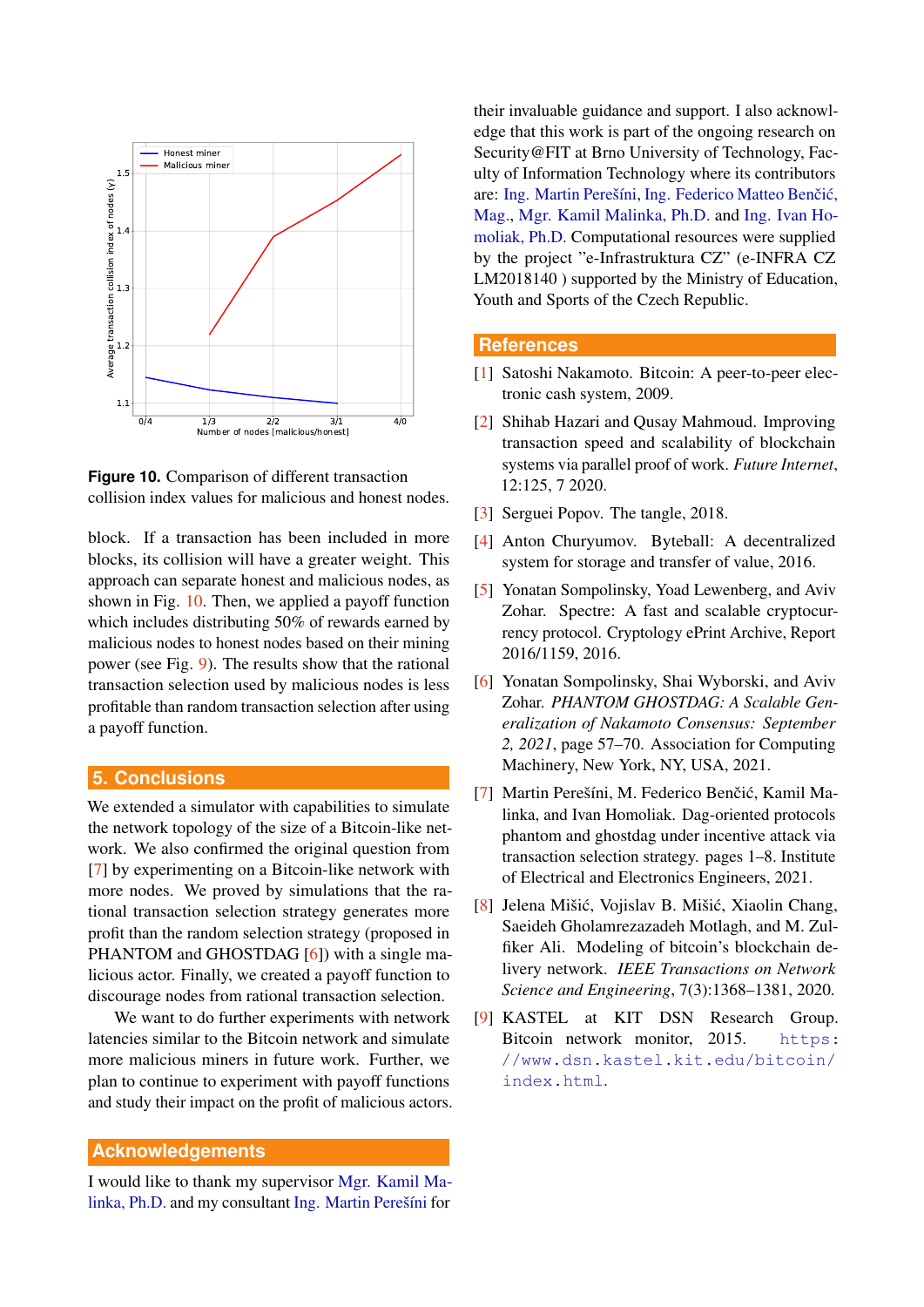Honest miner
Malicious miner

Average transaction collision index of nodes (γ)

1.5
1.4
1.3
1.2
1.1

0/4
1/3
2/2
3/1
4/0

Number of nodes [malicious/honest]

**Figure 10.** Comparison of different transaction collision index values for malicious and honest nodes.

block. If a transaction has been included in more blocks, its collision will have a greater weight. This approach can separate honest and malicious nodes, as shown in Fig. 10. Then, we applied a payoff function which includes distributing 50% of rewards earned by malicious nodes to honest nodes based on their mining power (see Fig. 9). The results show that the rational transaction selection used by malicious nodes is less profitable than random transaction selection after using a payoff function.

## 5. Conclusions

We extended a simulator with capabilities to simulate the network topology of the size of a Bitcoin-like network. We also confirmed the original question from [7] by experimenting on a Bitcoin-like network with more nodes. We proved by simulations that the rational transaction selection strategy generates more profit than the random selection strategy (proposed in PHANTOM and GHOSTDAG [6]) with a single malicious actor. Finally, we created a payoff function to discourage nodes from rational transaction selection.

We want to do further experiments with network latencies similar to the Bitcoin network and simulate more malicious miners in future work. Further, we plan to continue to experiment with payoff functions and study their impact on the profit of malicious actors.

## Acknowledgements

I would like to thank my supervisor Mgr. Kamil Malinka, Ph.D. and my consultant Ing. Martin Perešíni for their invaluable guidance and support. I also acknowledge that this work is part of the ongoing research on Security@FIT at Brno University of Technology, Faculty of Information Technology where its contributors are: Ing. Martin Perešíni, Ing. Federico Matteo Benčić, Mag., Mgr. Kamil Malinka, Ph.D. and Ing. Ivan Homoliak, Ph.D. Computational resources were supplied by the project "e-Infrastruktura CZ" (e-INFRA CZ LM2018140 ) supported by the Ministry of Education, Youth and Sports of the Czech Republic.

## References

[1] Satoshi Nakamoto. Bitcoin: A peer-to-peer electronic cash system, 2009.

[2] Shihab Hazari and Qusay Mahmoud. Improving transaction speed and scalability of blockchain systems via parallel proof of work. *Future Internet*, 12:125, 7 2020.

[3] Serguei Popov. The tangle, 2018.

[4] Anton Churyumov. Byteball: A decentralized system for storage and transfer of value, 2016.

[5] Yonatan Sompolinsky, Yoad Lewenberg, and Aviv Zohar. Spectre: A fast and scalable cryptocurrency protocol. Cryptology ePrint Archive, Report 2016/1159, 2016.

[6] Yonatan Sompolinsky, Shai Wyborski, and Aviv Zohar. *PHANTOM GHOSTDAG: A Scalable Generalization of Nakamoto Consensus: September 2, 2021*, page 57–70. Association for Computing Machinery, New York, NY, USA, 2021.

[7] Martin Perešíni, M. Federico Benčić, Kamil Malinka, and Ivan Homoliak. Dag-oriented protocols phantom and ghostdag under incentive attack via transaction selection strategy. pages 1–8. Institute of Electrical and Electronics Engineers, 2021.

[8] Jelena Mišić, Vojislav B. Mišić, Xiaolin Chang, Saeideh Gholamrezazadeh Motlagh, and M. Zulfiker Ali. Modeling of bitcoin's blockchain delivery network. *IEEE Transactions on Network Science and Engineering*, 7(3):1368–1381, 2020.

[9] KASTEL at KIT DSN Research Group. Bitcoin network monitor, 2015. https://www.dsn.kastel.kit.edu/bitcoin/index.html.